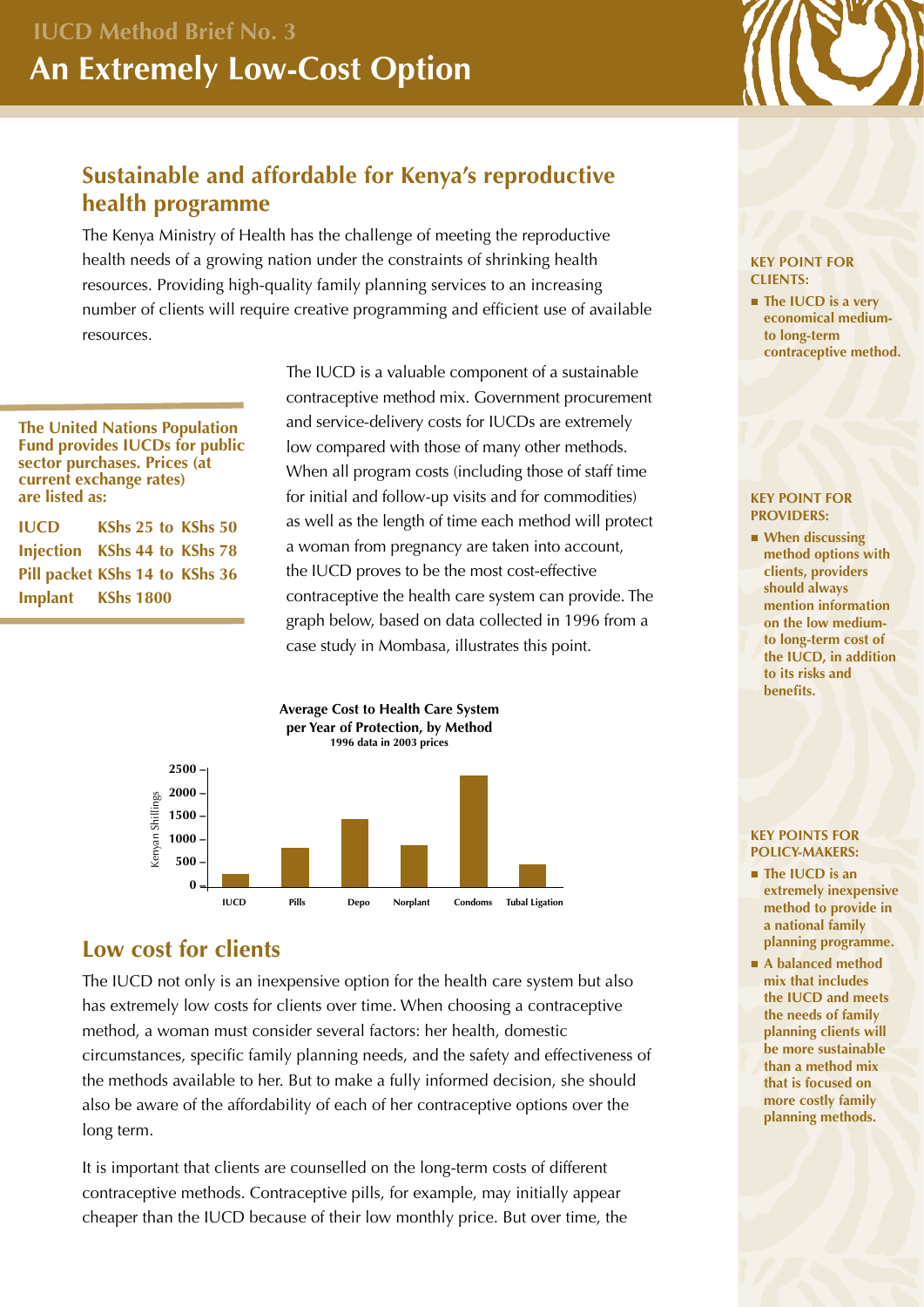# IUCD Method Brief No. 3

# An Extremely Low-Cost Option

## Sustainable and affordable for Kenya's reproductive health programme

The Kenya Ministry of Health has the challenge of meeting the reproductive health needs of a growing nation under the constraints of shrinking health resources. Providing high-quality family planning services to an increasing number of clients will require creative programming and efficient use of available resources.

**The United Nations Population Fund provides IUCDs for public sector purchases. Prices (at current exchange rates) are listed as:**

| | |
|---|---|
| **IUCD** | **KShs 25 to KShs 50** |
| **Injection** | **KShs 44 to KShs 78** |
| **Pill packet** | **KShs 14 to KShs 36** |
| **Implant** | **KShs 1800** |

The IUCD is a valuable component of a sustainable contraceptive method mix. Government procurement and service-delivery costs for IUCDs are extremely low compared with those of many other methods. When all program costs (including those of staff time for initial and follow-up visits and for commodities) as well as the length of time each method will protect a woman from pregnancy are taken into account, the IUCD proves to be the most cost-effective contraceptive the health care system can provide. The graph below, based on data collected in 1996 from a case study in Mombasa, illustrates this point.

**Average Cost to Health Care System per Year of Protection, by Method**
**1996 data in 2003 prices**

Kenyan Shillings: 0, 500, 1000, 1500, 2000, 2500

IUCD, Pills, Depo, Norplant, Condoms, Tubal Ligation

## Low cost for clients

The IUCD not only is an inexpensive option for the health care system but also has extremely low costs for clients over time. When choosing a contraceptive method, a woman must consider several factors: her health, domestic circumstances, specific family planning needs, and the safety and effectiveness of the methods available to her. But to make a fully informed decision, she should also be aware of the affordability of each of her contraceptive options over the long term.

It is important that clients are counselled on the long-term costs of different contraceptive methods. Contraceptive pills, for example, may initially appear cheaper than the IUCD because of their low monthly price. But over time, the

**KEY POINT FOR CLIENTS:**

- **The IUCD is a very economical medium- to long-term contraceptive method.**

**KEY POINT FOR PROVIDERS:**

- **When discussing method options with clients, providers should always mention information on the low medium- to long-term cost of the IUCD, in addition to its risks and benefits.**

**KEY POINTS FOR POLICY-MAKERS:**

- **The IUCD is an extremely inexpensive method to provide in a national family planning programme.**
- **A balanced method mix that includes the IUCD and meets the needs of family planning clients will be more sustainable than a method mix that is focused on more costly family planning methods.**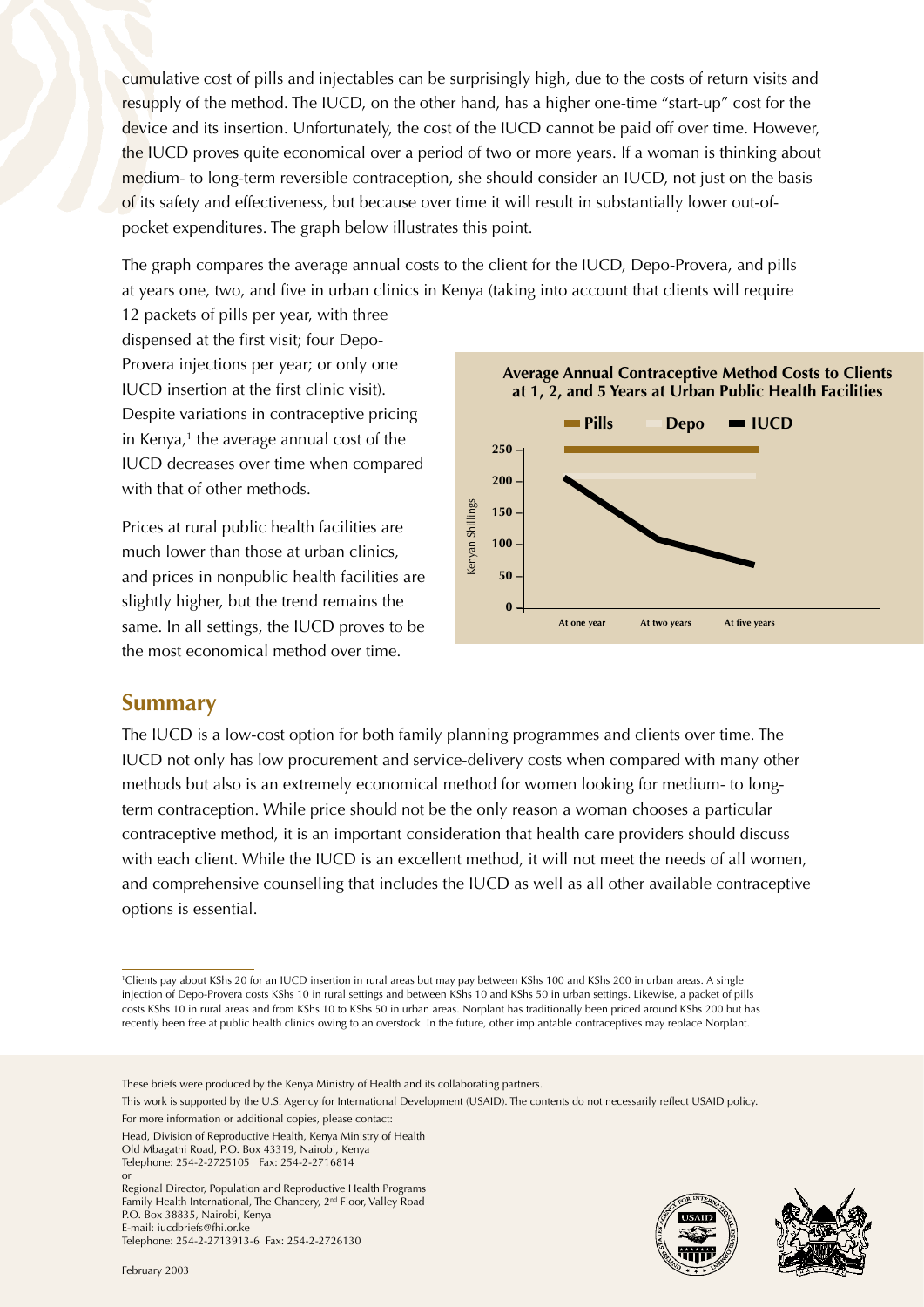cumulative cost of pills and injectables can be surprisingly high, due to the costs of return visits and resupply of the method. The IUCD, on the other hand, has a higher one-time "start-up" cost for the device and its insertion. Unfortunately, the cost of the IUCD cannot be paid off over time. However, the IUCD proves quite economical over a period of two or more years. If a woman is thinking about medium- to long-term reversible contraception, she should consider an IUCD, not just on the basis of its safety and effectiveness, but because over time it will result in substantially lower out-of-pocket expenditures. The graph below illustrates this point.

The graph compares the average annual costs to the client for the IUCD, Depo-Provera, and pills at years one, two, and five in urban clinics in Kenya (taking into account that clients will require 12 packets of pills per year, with three dispensed at the first visit; four Depo-Provera injections per year; or only one IUCD insertion at the first clinic visit). Despite variations in contraceptive pricing in Kenya,[1] the average annual cost of the IUCD decreases over time when compared with that of other methods.

Prices at rural public health facilities are much lower than those at urban clinics, and prices in nonpublic health facilities are slightly higher, but the trend remains the same. In all settings, the IUCD proves to be the most economical method over time.

**Average Annual Contraceptive Method Costs to Clients at 1, 2, and 5 Years at Urban Public Health Facilities**

Pills
Depo
IUCD

Kenyan Shillings

250
200
150
100
50
0

At one year
At two years
At five years

## Summary

The IUCD is a low-cost option for both family planning programmes and clients over time. The IUCD not only has low procurement and service-delivery costs when compared with many other methods but also is an extremely economical method for women looking for medium- to long-term contraception. While price should not be the only reason a woman chooses a particular contraceptive method, it is an important consideration that health care providers should discuss with each client. While the IUCD is an excellent method, it will not meet the needs of all women, and comprehensive counselling that includes the IUCD as well as all other available contraceptive options is essential.

---

[1] Clients pay about KShs 20 for an IUCD insertion in rural areas but may pay between KShs 100 and KShs 200 in urban areas. A single injection of Depo-Provera costs KShs 10 in rural settings and between KShs 10 and KShs 50 in urban settings. Likewise, a packet of pills costs KShs 10 in rural areas and from KShs 10 to KShs 50 in urban areas. Norplant has traditionally been priced around KShs 200 but has recently been free at public health clinics owing to an overstock. In the future, other implantable contraceptives may replace Norplant.

These briefs were produced by the Kenya Ministry of Health and its collaborating partners.

This work is supported by the U.S. Agency for International Development (USAID). The contents do not necessarily reflect USAID policy.

For more information or additional copies, please contact:

Head, Division of Reproductive Health, Kenya Ministry of Health
Old Mbagathi Road, P.O. Box 43319, Nairobi, Kenya
Telephone: 254-2-2725105 Fax: 254-2-2716814

or

Regional Director, Population and Reproductive Health Programs
Family Health International, The Chancery, 2nd Floor, Valley Road
P.O. Box 38835, Nairobi, Kenya
E-mail: iucdbriefs@fhi.or.ke
Telephone: 254-2-2713913-6 Fax: 254-2-2726130

February 2003